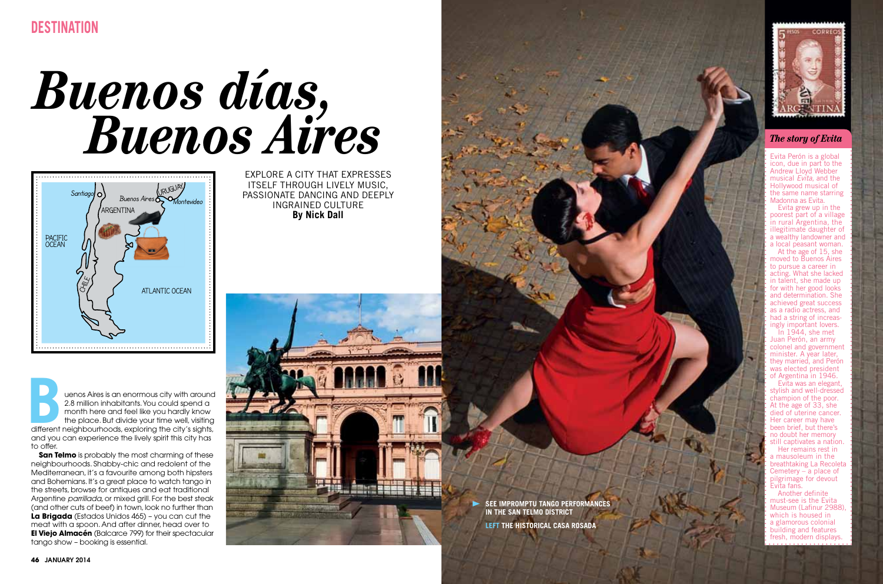# Buenos días, Buenos Aires

EXPLORE A CITY THAT EXPRESSES ITSELF THROUGH LIVELY MUSIC, PASSIONATE DANCING AND DEEPLY INGRAINED CULTURE
**By Nick Dall**

Buenos Aires is an enormous city with around 2.8 million inhabitants. You could spend a month here and feel like you hardly know the place. But divide your time well, visiting different neighbourhoods, exploring the city's sights, and you can experience the lively spirit this city has to offer.

**San Telmo** is probably the most charming of these neighbourhoods. Shabby-chic and redolent of the Mediterranean, it's a favourite among both hipsters and Bohemians. It's a great place to watch tango in the streets, browse for antiques and eat traditional Argentine *parrillada*, or mixed grill. For the best steak (and other cuts of beef) in town, look no further than **La Brigada** (Estados Unidos 465) – you can cut the meat with a spoon. And after dinner, head over to **El Viejo Almacén** (Balcarce 799) for their spectacular tango show – booking is essential.

SEE IMPROMPTU TANGO PERFORMANCES IN THE SAN TELMO DISTRICT

LEFT THE HISTORICAL CASA ROSADA

## *The story of Evita*

Evita Perón is a global icon, due in part to the Andrew Lloyd Webber musical *Evita*, and the Hollywood musical of the same name starring Madonna as Evita.

Evita grew up in the poorest part of a village in rural Argentina, the illegitimate daughter of a wealthy landowner and a local peasant woman.

At the age of 15, she moved to Buenos Aires to pursue a career in acting. What she lacked in talent, she made up for with her good looks and determination. She achieved great success as a radio actress, and had a string of increasingly important lovers.

In 1944, she met Juan Perón, an army colonel and government minister. A year later, they married, and Perón was elected president of Argentina in 1946.

Evita was an elegant, stylish and well-dressed champion of the poor. At the age of 33, she died of uterine cancer. Her career may have been brief, but there's no doubt her memory still captivates a nation.

Her remains rest in a mausoleum in the breathtaking La Recoleta Cemetery – a place of pilgrimage for devout Evita fans.

Another definite must-see is the Evita Museum (Lafinur 2988), which is housed in a glamorous colonial building and features fresh, modern displays.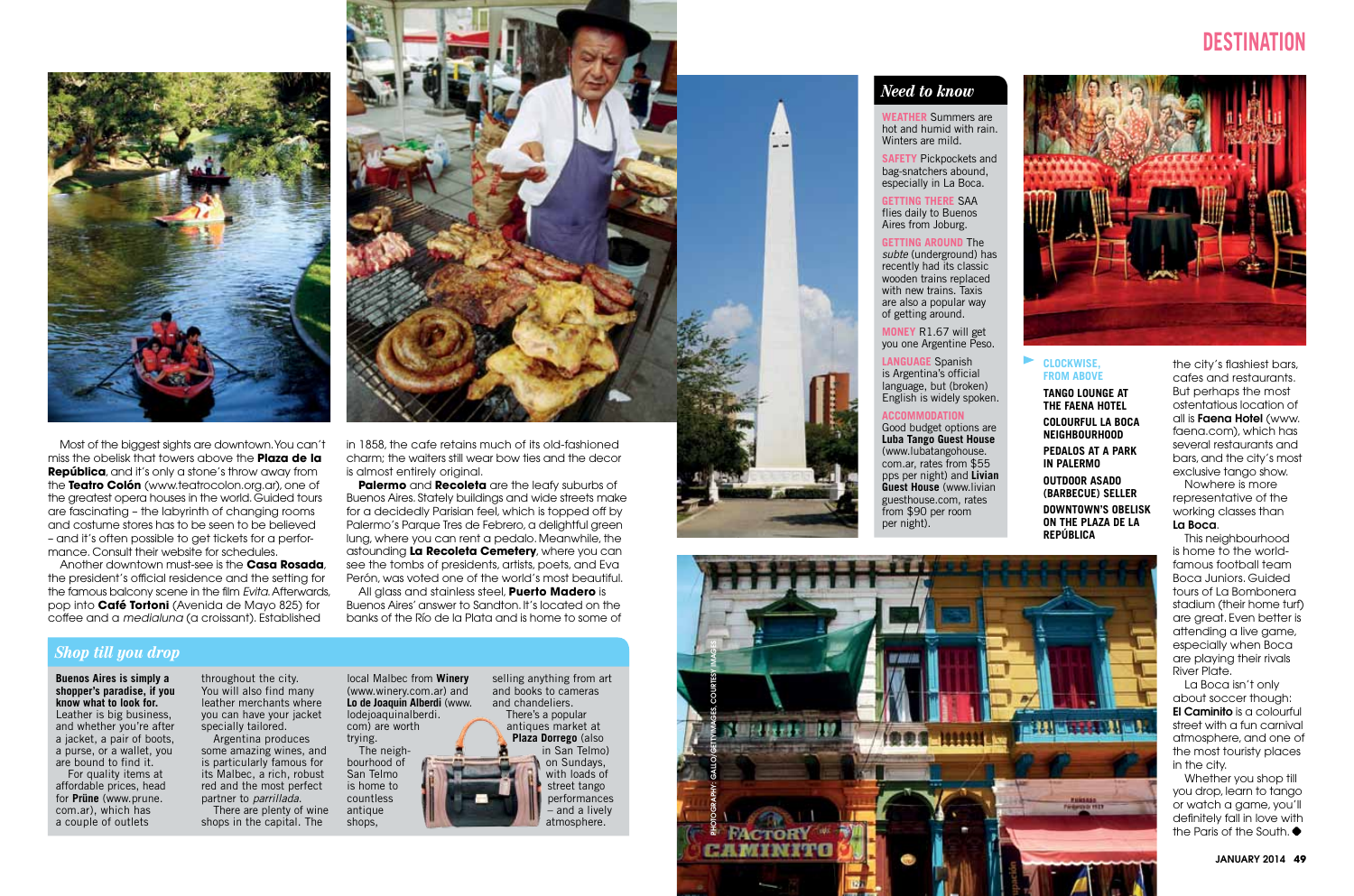Most of the biggest sights are downtown. You can't miss the obelisk that towers above the **Plaza de la República**, and it's only a stone's throw away from the **Teatro Colón** (www.teatrocolon.org.ar), one of the greatest opera houses in the world. Guided tours are fascinating – the labyrinth of changing rooms and costume stores has to be seen to be believed – and it's often possible to get tickets for a performance. Consult their website for schedules.

Another downtown must-see is the **Casa Rosada**, the president's official residence and the setting for the famous balcony scene in the film *Evita*. Afterwards, pop into **Café Tortoni** (Avenida de Mayo 825) for coffee and a *medialuna* (a croissant). Established in 1858, the cafe retains much of its old-fashioned charm; the waiters still wear bow ties and the decor is almost entirely original.

**Palermo** and **Recoleta** are the leafy suburbs of Buenos Aires. Stately buildings and wide streets make for a decidedly Parisian feel, which is topped off by Palermo's Parque Tres de Febrero, a delightful green lung, where you can rent a pedalo. Meanwhile, the astounding **La Recoleta Cemetery**, where you can see the tombs of presidents, artists, poets, and Eva Perón, was voted one of the world's most beautiful.

All glass and stainless steel, **Puerto Madero** is Buenos Aires' answer to Sandton. It's located on the banks of the Río de la Plata and is home to some of the city's flashiest bars, cafes and restaurants. But perhaps the most ostentatious location of all is **Faena Hotel** (www.faena.com), which has several restaurants and bars, and the city's most exclusive tango show.

Nowhere is more representative of the working classes than **La Boca**.

This neighbourhood is home to the world-famous football team Boca Juniors. Guided tours of La Bombonera stadium (their home turf) are great. Even better is attending a live game, especially when Boca are playing their rivals River Plate.

La Boca isn't only about soccer though: **El Caminito** is a colourful street with a fun carnival atmosphere, and one of the most touristy places in the city.

Whether you shop till you drop, learn to tango or watch a game, you'll definitely fall in love with the Paris of the South. ◆

## *Shop till you drop*

**Buenos Aires is simply a shopper's paradise, if you know what to look for.** Leather is big business, and whether you're after a jacket, a pair of boots, a purse, or a wallet, you are bound to find it.

For quality items at affordable prices, head for **Prüne** (www.prune.com.ar), which has a couple of outlets throughout the city. You will also find many leather merchants where you can have your jacket specially tailored.

Argentina produces some amazing wines, and is particularly famous for its Malbec, a rich, robust red and the most perfect partner to *parrillada*.

There are plenty of wine shops in the capital. The local Malbec from **Winery** (www.winery.com.ar) and **Lo de Joaquin Alberdi** (www.lodejoaquinalberdi.com) are worth trying.

The neighbourhood of San Telmo is home to countless antique shops, selling anything from art and books to cameras and chandeliers.

There's a popular antiques market at **Plaza Dorrego** (also in San Telmo) on Sundays, with loads of street tango performances – and a lively atmosphere.

## *Need to know*

**WEATHER** Summers are hot and humid with rain. Winters are mild.

**SAFETY** Pickpockets and bag-snatchers abound, especially in La Boca.

**GETTING THERE** SAA flies daily to Buenos Aires from Joburg.

**GETTING AROUND** The *subte* (underground) has recently had its classic wooden trains replaced with new trains. Taxis are also a popular way of getting around.

**MONEY** R1.67 will get you one Argentine Peso.

**LANGUAGE** Spanish is Argentina's official language, but (broken) English is widely spoken.

**ACCOMMODATION** Good budget options are **Luba Tango Guest House** (www.lubatangohouse.com.ar, rates from $55 pps per night) and **Livian Guest House** (www.livianguesthouse.com, rates from $90 per room per night).

**CLOCKWISE, FROM ABOVE**
**TANGO LOUNGE AT THE FAENA HOTEL**
**COLOURFUL LA BOCA NEIGHBOURHOOD**
**PEDALOS AT A PARK IN PALERMO**
**OUTDOOR ASADO (BARBECUE) SELLER**
**DOWNTOWN'S OBELISK ON THE PLAZA DE LA REPÚBLICA**

PHOTOGRAPHY: GALLO/GETTYIMAGES, COURTESY IMAGES